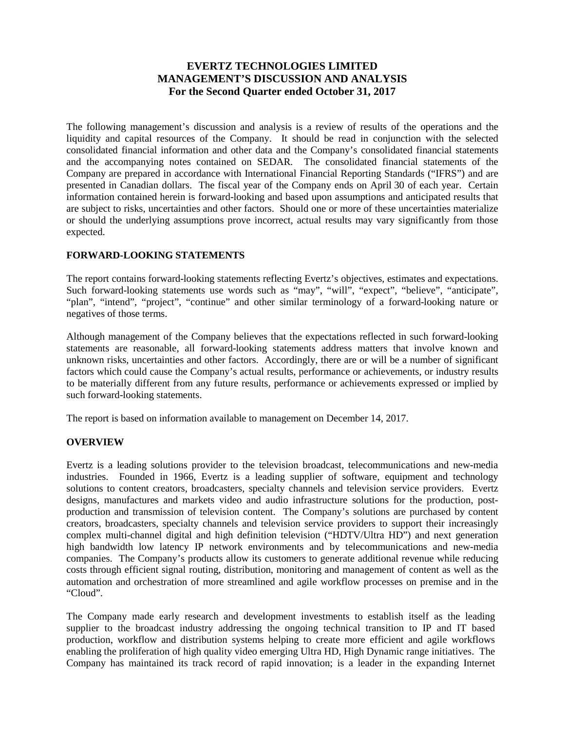# EVERTZ TECHNOLOGIES LIMITED
# MANAGEMENT'S DISCUSSION AND ANALYSIS
## For the Second Quarter ended October 31, 2017

The following management's discussion and analysis is a review of results of the operations and the liquidity and capital resources of the Company. It should be read in conjunction with the selected consolidated financial information and other data and the Company's consolidated financial statements and the accompanying notes contained on SEDAR. The consolidated financial statements of the Company are prepared in accordance with International Financial Reporting Standards ("IFRS") and are presented in Canadian dollars. The fiscal year of the Company ends on April 30 of each year. Certain information contained herein is forward-looking and based upon assumptions and anticipated results that are subject to risks, uncertainties and other factors. Should one or more of these uncertainties materialize or should the underlying assumptions prove incorrect, actual results may vary significantly from those expected.

**FORWARD-LOOKING STATEMENTS**

The report contains forward-looking statements reflecting Evertz's objectives, estimates and expectations. Such forward-looking statements use words such as "may", "will", "expect", "believe", "anticipate", "plan", "intend", "project", "continue" and other similar terminology of a forward-looking nature or negatives of those terms.

Although management of the Company believes that the expectations reflected in such forward-looking statements are reasonable, all forward-looking statements address matters that involve known and unknown risks, uncertainties and other factors. Accordingly, there are or will be a number of significant factors which could cause the Company's actual results, performance or achievements, or industry results to be materially different from any future results, performance or achievements expressed or implied by such forward-looking statements.

The report is based on information available to management on December 14, 2017.

**OVERVIEW**

Evertz is a leading solutions provider to the television broadcast, telecommunications and new-media industries. Founded in 1966, Evertz is a leading supplier of software, equipment and technology solutions to content creators, broadcasters, specialty channels and television service providers. Evertz designs, manufactures and markets video and audio infrastructure solutions for the production, post-production and transmission of television content. The Company's solutions are purchased by content creators, broadcasters, specialty channels and television service providers to support their increasingly complex multi-channel digital and high definition television ("HDTV/Ultra HD") and next generation high bandwidth low latency IP network environments and by telecommunications and new-media companies. The Company's products allow its customers to generate additional revenue while reducing costs through efficient signal routing, distribution, monitoring and management of content as well as the automation and orchestration of more streamlined and agile workflow processes on premise and in the "Cloud".

The Company made early research and development investments to establish itself as the leading supplier to the broadcast industry addressing the ongoing technical transition to IP and IT based production, workflow and distribution systems helping to create more efficient and agile workflows enabling the proliferation of high quality video emerging Ultra HD, High Dynamic range initiatives. The Company has maintained its track record of rapid innovation; is a leader in the expanding Internet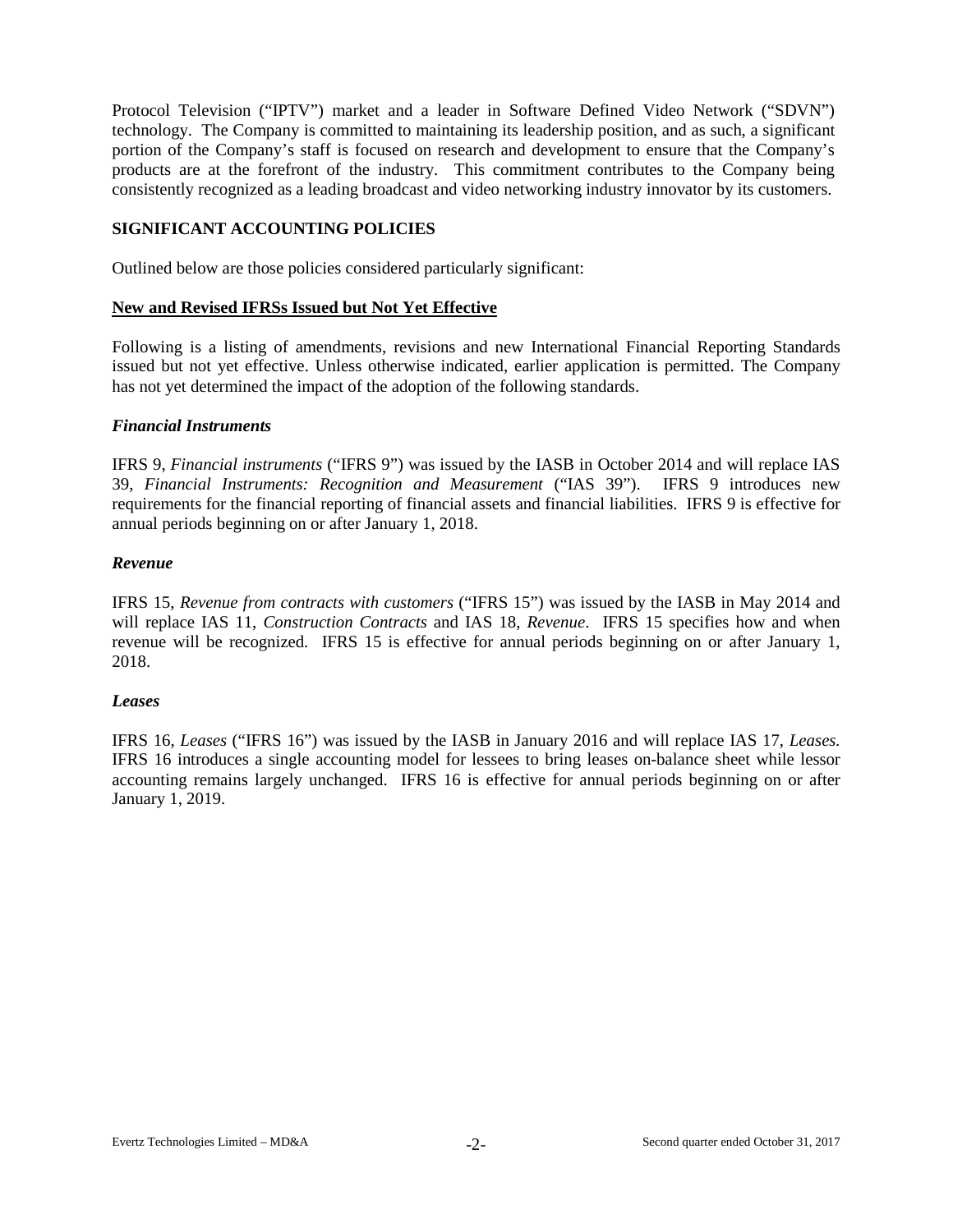Protocol Television ("IPTV") market and a leader in Software Defined Video Network ("SDVN") technology. The Company is committed to maintaining its leadership position, and as such, a significant portion of the Company's staff is focused on research and development to ensure that the Company's products are at the forefront of the industry. This commitment contributes to the Company being consistently recognized as a leading broadcast and video networking industry innovator by its customers.

## SIGNIFICANT ACCOUNTING POLICIES

Outlined below are those policies considered particularly significant:

### New and Revised IFRSs Issued but Not Yet Effective

Following is a listing of amendments, revisions and new International Financial Reporting Standards issued but not yet effective. Unless otherwise indicated, earlier application is permitted. The Company has not yet determined the impact of the adoption of the following standards.

#### *Financial Instruments*

IFRS 9, *Financial instruments* ("IFRS 9") was issued by the IASB in October 2014 and will replace IAS 39, *Financial Instruments: Recognition and Measurement* ("IAS 39"). IFRS 9 introduces new requirements for the financial reporting of financial assets and financial liabilities. IFRS 9 is effective for annual periods beginning on or after January 1, 2018.

#### *Revenue*

IFRS 15, *Revenue from contracts with customers* ("IFRS 15") was issued by the IASB in May 2014 and will replace IAS 11, *Construction Contracts* and IAS 18, *Revenue*. IFRS 15 specifies how and when revenue will be recognized. IFRS 15 is effective for annual periods beginning on or after January 1, 2018.

#### *Leases*

IFRS 16, *Leases* ("IFRS 16") was issued by the IASB in January 2016 and will replace IAS 17, *Leases*. IFRS 16 introduces a single accounting model for lessees to bring leases on-balance sheet while lessor accounting remains largely unchanged. IFRS 16 is effective for annual periods beginning on or after January 1, 2019.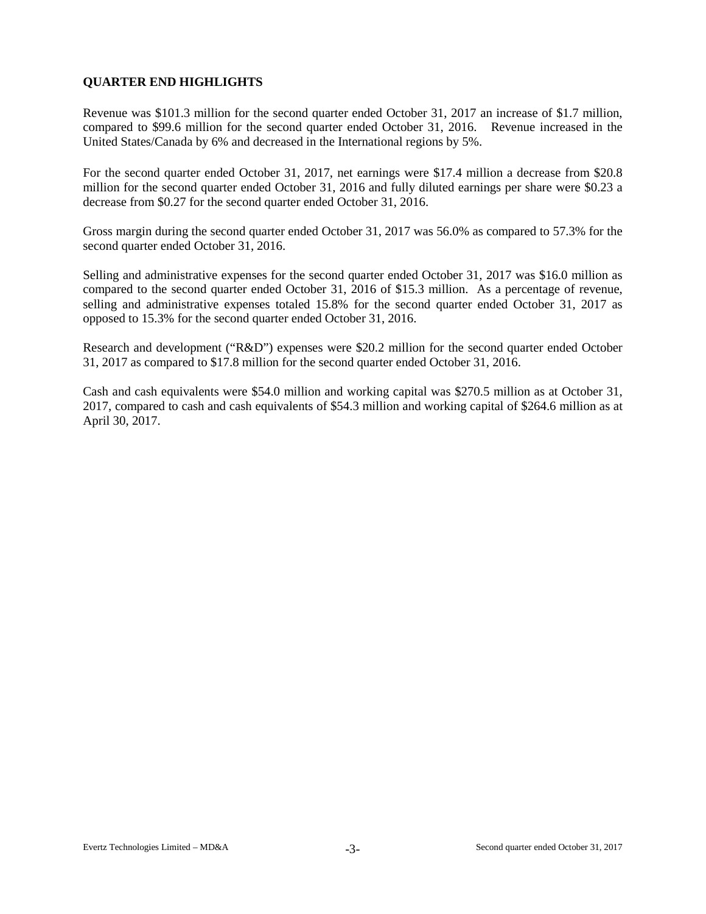## QUARTER END HIGHLIGHTS

Revenue was $101.3 million for the second quarter ended October 31, 2017 an increase of $1.7 million, compared to $99.6 million for the second quarter ended October 31, 2016. Revenue increased in the United States/Canada by 6% and decreased in the International regions by 5%.

For the second quarter ended October 31, 2017, net earnings were $17.4 million a decrease from $20.8 million for the second quarter ended October 31, 2016 and fully diluted earnings per share were $0.23 a decrease from $0.27 for the second quarter ended October 31, 2016.

Gross margin during the second quarter ended October 31, 2017 was 56.0% as compared to 57.3% for the second quarter ended October 31, 2016.

Selling and administrative expenses for the second quarter ended October 31, 2017 was $16.0 million as compared to the second quarter ended October 31, 2016 of $15.3 million. As a percentage of revenue, selling and administrative expenses totaled 15.8% for the second quarter ended October 31, 2017 as opposed to 15.3% for the second quarter ended October 31, 2016.

Research and development ("R&D") expenses were $20.2 million for the second quarter ended October 31, 2017 as compared to $17.8 million for the second quarter ended October 31, 2016.

Cash and cash equivalents were $54.0 million and working capital was $270.5 million as at October 31, 2017, compared to cash and cash equivalents of $54.3 million and working capital of $264.6 million as at April 30, 2017.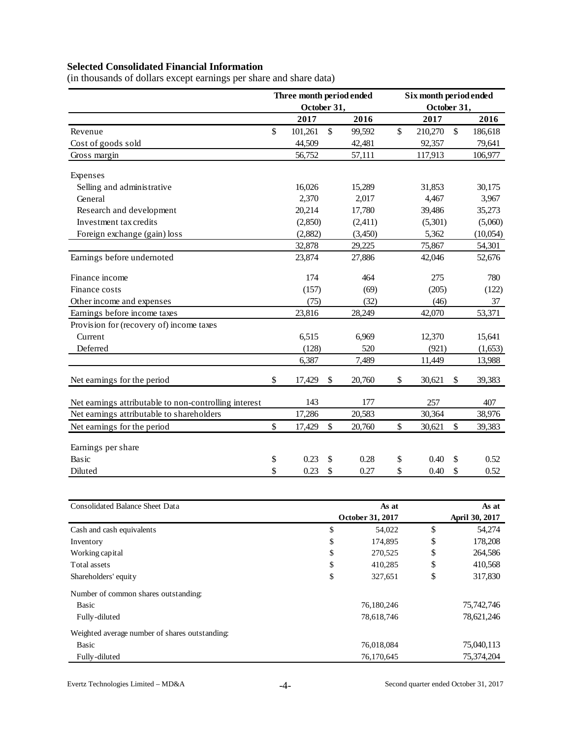**Selected Consolidated Financial Information**

(in thousands of dollars except earnings per share and share data)

| | Three month period ended October 31, | | Six month period ended October 31, | |
|---|---|---|---|---|
| | 2017 | 2016 | 2017 | 2016 |
| Revenue | $ 101,261 | $ 99,592 | $ 210,270 | $ 186,618 |
| Cost of goods sold | 44,509 | 42,481 | 92,357 | 79,641 |
| Gross margin | 56,752 | 57,111 | 117,913 | 106,977 |
| Expenses | | | | |
| Selling and administrative | 16,026 | 15,289 | 31,853 | 30,175 |
| General | 2,370 | 2,017 | 4,467 | 3,967 |
| Research and development | 20,214 | 17,780 | 39,486 | 35,273 |
| Investment tax credits | (2,850) | (2,411) | (5,301) | (5,060) |
| Foreign exchange (gain) loss | (2,882) | (3,450) | 5,362 | (10,054) |
| | 32,878 | 29,225 | 75,867 | 54,301 |
| Earnings before undernoted | 23,874 | 27,886 | 42,046 | 52,676 |
| Finance income | 174 | 464 | 275 | 780 |
| Finance costs | (157) | (69) | (205) | (122) |
| Other income and expenses | (75) | (32) | (46) | 37 |
| Earnings before income taxes | 23,816 | 28,249 | 42,070 | 53,371 |
| Provision for (recovery of) income taxes | | | | |
| Current | 6,515 | 6,969 | 12,370 | 15,641 |
| Deferred | (128) | 520 | (921) | (1,653) |
| | 6,387 | 7,489 | 11,449 | 13,988 |
| Net earnings for the period | $ 17,429 | $ 20,760 | $ 30,621 | $ 39,383 |
| Net earnings attributable to non-controlling interest | 143 | 177 | 257 | 407 |
| Net earnings attributable to shareholders | 17,286 | 20,583 | 30,364 | 38,976 |
| Net earnings for the period | $ 17,429 | $ 20,760 | $ 30,621 | $ 39,383 |
| Earnings per share | | | | |
| Basic | $ 0.23 | $ 0.28 | $ 0.40 | $ 0.52 |
| Diluted | $ 0.23 | $ 0.27 | $ 0.40 | $ 0.52 |

| Consolidated Balance Sheet Data | As at October 31, 2017 | As at April 30, 2017 |
|---|---|---|
| Cash and cash equivalents | $ 54,022 | $ 54,274 |
| Inventory | $ 174,895 | $ 178,208 |
| Working capital | $ 270,525 | $ 264,586 |
| Total assets | $ 410,285 | $ 410,568 |
| Shareholders' equity | $ 327,651 | $ 317,830 |
| Number of common shares outstanding: | | |
| Basic | 76,180,246 | 75,742,746 |
| Fully-diluted | 78,618,746 | 78,621,246 |
| Weighted average number of shares outstanding: | | |
| Basic | 76,018,084 | 75,040,113 |
| Fully-diluted | 76,170,645 | 75,374,204 |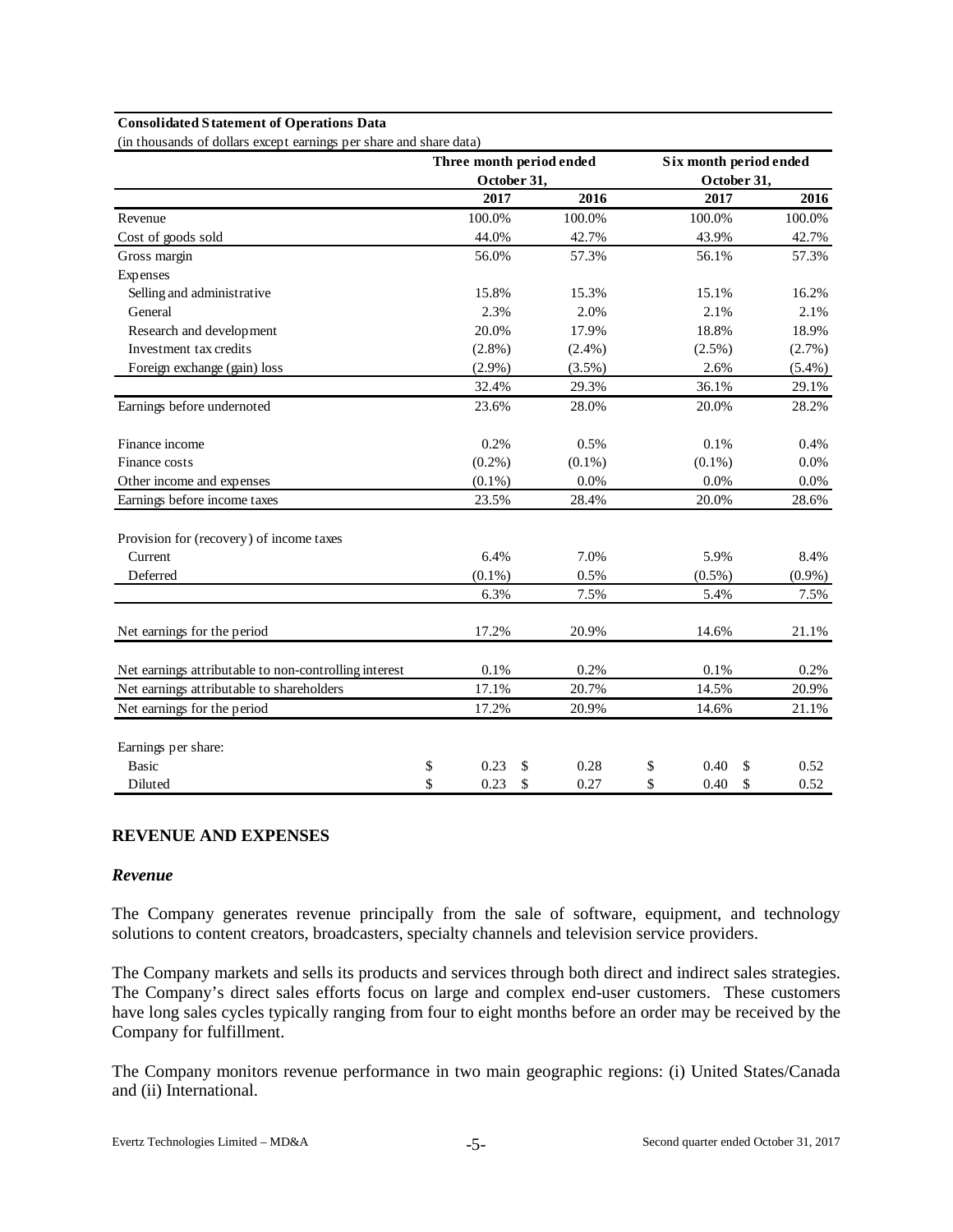**Consolidated Statement of Operations Data**

(in thousands of dollars except earnings per share and share data)

| | Three month period ended October 31, | | Six month period ended October 31, | |
|---|---|---|---|---|
| | 2017 | 2016 | 2017 | 2016 |
| Revenue | 100.0% | 100.0% | 100.0% | 100.0% |
| Cost of goods sold | 44.0% | 42.7% | 43.9% | 42.7% |
| Gross margin | 56.0% | 57.3% | 56.1% | 57.3% |
| Expenses | | | | |
| Selling and administrative | 15.8% | 15.3% | 15.1% | 16.2% |
| General | 2.3% | 2.0% | 2.1% | 2.1% |
| Research and development | 20.0% | 17.9% | 18.8% | 18.9% |
| Investment tax credits | (2.8%) | (2.4%) | (2.5%) | (2.7%) |
| Foreign exchange (gain) loss | (2.9%) | (3.5%) | 2.6% | (5.4%) |
| | 32.4% | 29.3% | 36.1% | 29.1% |
| Earnings before undernoted | 23.6% | 28.0% | 20.0% | 28.2% |
| Finance income | 0.2% | 0.5% | 0.1% | 0.4% |
| Finance costs | (0.2%) | (0.1%) | (0.1%) | 0.0% |
| Other income and expenses | (0.1%) | 0.0% | 0.0% | 0.0% |
| Earnings before income taxes | 23.5% | 28.4% | 20.0% | 28.6% |
| Provision for (recovery) of income taxes | | | | |
| Current | 6.4% | 7.0% | 5.9% | 8.4% |
| Deferred | (0.1%) | 0.5% | (0.5%) | (0.9%) |
| | 6.3% | 7.5% | 5.4% | 7.5% |
| Net earnings for the period | 17.2% | 20.9% | 14.6% | 21.1% |
| Net earnings attributable to non-controlling interest | 0.1% | 0.2% | 0.1% | 0.2% |
| Net earnings attributable to shareholders | 17.1% | 20.7% | 14.5% | 20.9% |
| Net earnings for the period | 17.2% | 20.9% | 14.6% | 21.1% |
| Earnings per share: | | | | |
| Basic | $ 0.23 | $ 0.28 | $ 0.40 | $ 0.52 |
| Diluted | $ 0.23 | $ 0.27 | $ 0.40 | $ 0.52 |

## REVENUE AND EXPENSES

### *Revenue*

The Company generates revenue principally from the sale of software, equipment, and technology solutions to content creators, broadcasters, specialty channels and television service providers.

The Company markets and sells its products and services through both direct and indirect sales strategies. The Company's direct sales efforts focus on large and complex end-user customers. These customers have long sales cycles typically ranging from four to eight months before an order may be received by the Company for fulfillment.

The Company monitors revenue performance in two main geographic regions: (i) United States/Canada and (ii) International.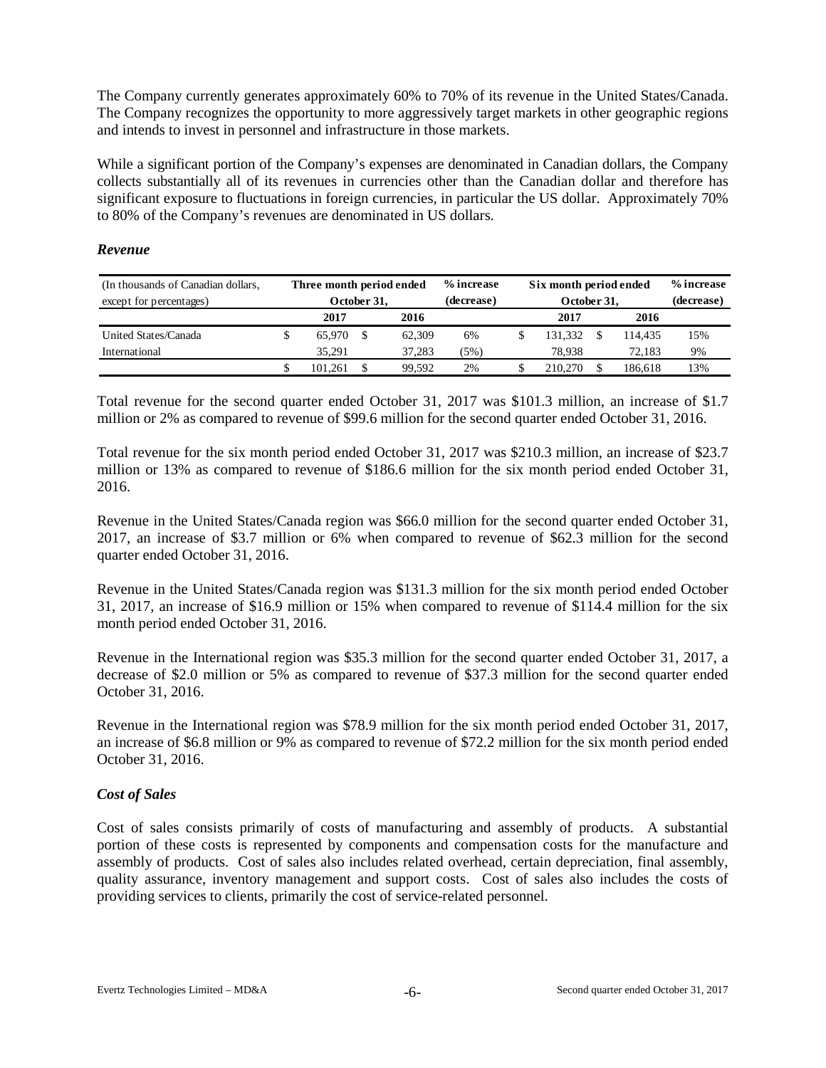The Company currently generates approximately 60% to 70% of its revenue in the United States/Canada. The Company recognizes the opportunity to more aggressively target markets in other geographic regions and intends to invest in personnel and infrastructure in those markets.

While a significant portion of the Company's expenses are denominated in Canadian dollars, the Company collects substantially all of its revenues in currencies other than the Canadian dollar and therefore has significant exposure to fluctuations in foreign currencies, in particular the US dollar. Approximately 70% to 80% of the Company's revenues are denominated in US dollars.

### *Revenue*

| (In thousands of Canadian dollars, except for percentages) | Three month period ended October 31, | | % increase (decrease) | Six month period ended October 31, | | % increase (decrease) |
|---|---|---|---|---|---|---|
| | 2017 | 2016 | | 2017 | 2016 | |
| United States/Canada | $ 65,970 | $ 62,309 | 6% | $ 131,332 | $ 114,435 | 15% |
| International | 35,291 | 37,283 | (5%) | 78,938 | 72,183 | 9% |
| | $ 101,261 | $ 99,592 | 2% | $ 210,270 | $ 186,618 | 13% |

Total revenue for the second quarter ended October 31, 2017 was $101.3 million, an increase of $1.7 million or 2% as compared to revenue of $99.6 million for the second quarter ended October 31, 2016.

Total revenue for the six month period ended October 31, 2017 was $210.3 million, an increase of $23.7 million or 13% as compared to revenue of $186.6 million for the six month period ended October 31, 2016.

Revenue in the United States/Canada region was $66.0 million for the second quarter ended October 31, 2017, an increase of $3.7 million or 6% when compared to revenue of $62.3 million for the second quarter ended October 31, 2016.

Revenue in the United States/Canada region was $131.3 million for the six month period ended October 31, 2017, an increase of $16.9 million or 15% when compared to revenue of $114.4 million for the six month period ended October 31, 2016.

Revenue in the International region was $35.3 million for the second quarter ended October 31, 2017, a decrease of $2.0 million or 5% as compared to revenue of $37.3 million for the second quarter ended October 31, 2016.

Revenue in the International region was $78.9 million for the six month period ended October 31, 2017, an increase of $6.8 million or 9% as compared to revenue of $72.2 million for the six month period ended October 31, 2016.

### *Cost of Sales*

Cost of sales consists primarily of costs of manufacturing and assembly of products. A substantial portion of these costs is represented by components and compensation costs for the manufacture and assembly of products. Cost of sales also includes related overhead, certain depreciation, final assembly, quality assurance, inventory management and support costs. Cost of sales also includes the costs of providing services to clients, primarily the cost of service-related personnel.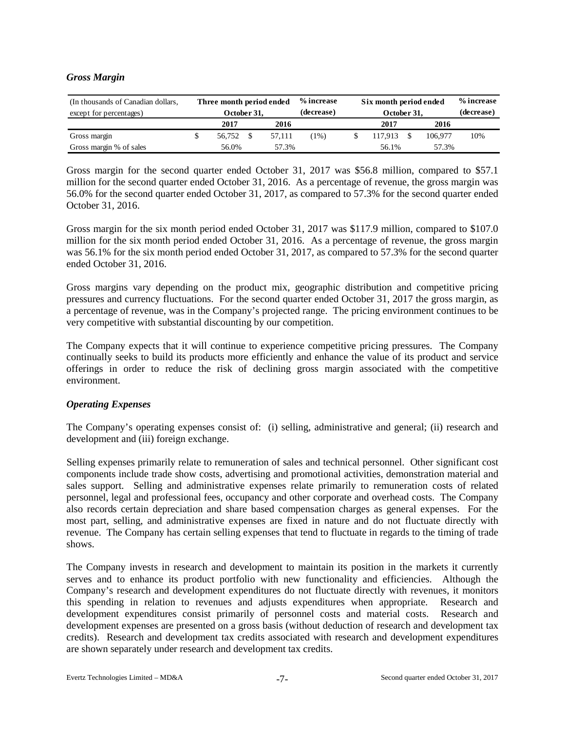### *Gross Margin*

| (In thousands of Canadian dollars, except for percentages) | Three month period ended October 31, | | % increase (decrease) | Six month period ended October 31, | | % increase (decrease) |
|---|---|---|---|---|---|---|
| | 2017 | 2016 | | 2017 | 2016 | |
| Gross margin | $ 56,752 | $ 57,111 | (1%) | $ 117,913 | $ 106,977 | 10% |
| Gross margin % of sales | 56.0% | 57.3% | | 56.1% | 57.3% | |

Gross margin for the second quarter ended October 31, 2017 was $56.8 million, compared to $57.1 million for the second quarter ended October 31, 2016. As a percentage of revenue, the gross margin was 56.0% for the second quarter ended October 31, 2017, as compared to 57.3% for the second quarter ended October 31, 2016.

Gross margin for the six month period ended October 31, 2017 was $117.9 million, compared to $107.0 million for the six month period ended October 31, 2016. As a percentage of revenue, the gross margin was 56.1% for the six month period ended October 31, 2017, as compared to 57.3% for the second quarter ended October 31, 2016.

Gross margins vary depending on the product mix, geographic distribution and competitive pricing pressures and currency fluctuations. For the second quarter ended October 31, 2017 the gross margin, as a percentage of revenue, was in the Company's projected range. The pricing environment continues to be very competitive with substantial discounting by our competition.

The Company expects that it will continue to experience competitive pricing pressures. The Company continually seeks to build its products more efficiently and enhance the value of its product and service offerings in order to reduce the risk of declining gross margin associated with the competitive environment.

### *Operating Expenses*

The Company's operating expenses consist of: (i) selling, administrative and general; (ii) research and development and (iii) foreign exchange.

Selling expenses primarily relate to remuneration of sales and technical personnel. Other significant cost components include trade show costs, advertising and promotional activities, demonstration material and sales support. Selling and administrative expenses relate primarily to remuneration costs of related personnel, legal and professional fees, occupancy and other corporate and overhead costs. The Company also records certain depreciation and share based compensation charges as general expenses. For the most part, selling, and administrative expenses are fixed in nature and do not fluctuate directly with revenue. The Company has certain selling expenses that tend to fluctuate in regards to the timing of trade shows.

The Company invests in research and development to maintain its position in the markets it currently serves and to enhance its product portfolio with new functionality and efficiencies. Although the Company's research and development expenditures do not fluctuate directly with revenues, it monitors this spending in relation to revenues and adjusts expenditures when appropriate. Research and development expenditures consist primarily of personnel costs and material costs. Research and development expenses are presented on a gross basis (without deduction of research and development tax credits). Research and development tax credits associated with research and development expenditures are shown separately under research and development tax credits.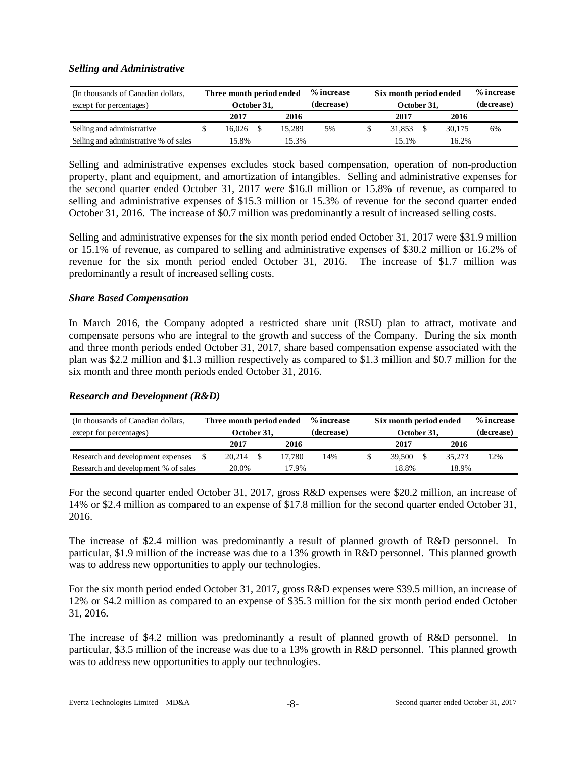### *Selling and Administrative*

| (In thousands of Canadian dollars, except for percentages) | Three month period ended October 31, | | % increase (decrease) | Six month period ended October 31, | | % increase (decrease) |
|---|---|---|---|---|---|---|
| | 2017 | 2016 | | 2017 | 2016 | |
| Selling and administrative | $ 16,026 | $ 15,289 | 5% | $ 31,853 | $ 30,175 | 6% |
| Selling and administrative % of sales | 15.8% | 15.3% | | 15.1% | 16.2% | |

Selling and administrative expenses excludes stock based compensation, operation of non-production property, plant and equipment, and amortization of intangibles. Selling and administrative expenses for the second quarter ended October 31, 2017 were $16.0 million or 15.8% of revenue, as compared to selling and administrative expenses of $15.3 million or 15.3% of revenue for the second quarter ended October 31, 2016. The increase of $0.7 million was predominantly a result of increased selling costs.

Selling and administrative expenses for the six month period ended October 31, 2017 were $31.9 million or 15.1% of revenue, as compared to selling and administrative expenses of $30.2 million or 16.2% of revenue for the six month period ended October 31, 2016. The increase of $1.7 million was predominantly a result of increased selling costs.

### *Share Based Compensation*

In March 2016, the Company adopted a restricted share unit (RSU) plan to attract, motivate and compensate persons who are integral to the growth and success of the Company. During the six month and three month periods ended October 31, 2017, share based compensation expense associated with the plan was $2.2 million and $1.3 million respectively as compared to $1.3 million and $0.7 million for the six month and three month periods ended October 31, 2016.

### *Research and Development (R&D)*

| (In thousands of Canadian dollars, except for percentages) | Three month period ended October 31, | | % increase (decrease) | Six month period ended October 31, | | % increase (decrease) |
|---|---|---|---|---|---|---|
| | 2017 | 2016 | | 2017 | 2016 | |
| Research and development expenses | $ 20,214 | $ 17,780 | 14% | $ 39,500 | $ 35,273 | 12% |
| Research and development % of sales | 20.0% | 17.9% | | 18.8% | 18.9% | |

For the second quarter ended October 31, 2017, gross R&D expenses were $20.2 million, an increase of 14% or $2.4 million as compared to an expense of $17.8 million for the second quarter ended October 31, 2016.

The increase of $2.4 million was predominantly a result of planned growth of R&D personnel. In particular, $1.9 million of the increase was due to a 13% growth in R&D personnel. This planned growth was to address new opportunities to apply our technologies.

For the six month period ended October 31, 2017, gross R&D expenses were $39.5 million, an increase of 12% or $4.2 million as compared to an expense of $35.3 million for the six month period ended October 31, 2016.

The increase of $4.2 million was predominantly a result of planned growth of R&D personnel. In particular, $3.5 million of the increase was due to a 13% growth in R&D personnel. This planned growth was to address new opportunities to apply our technologies.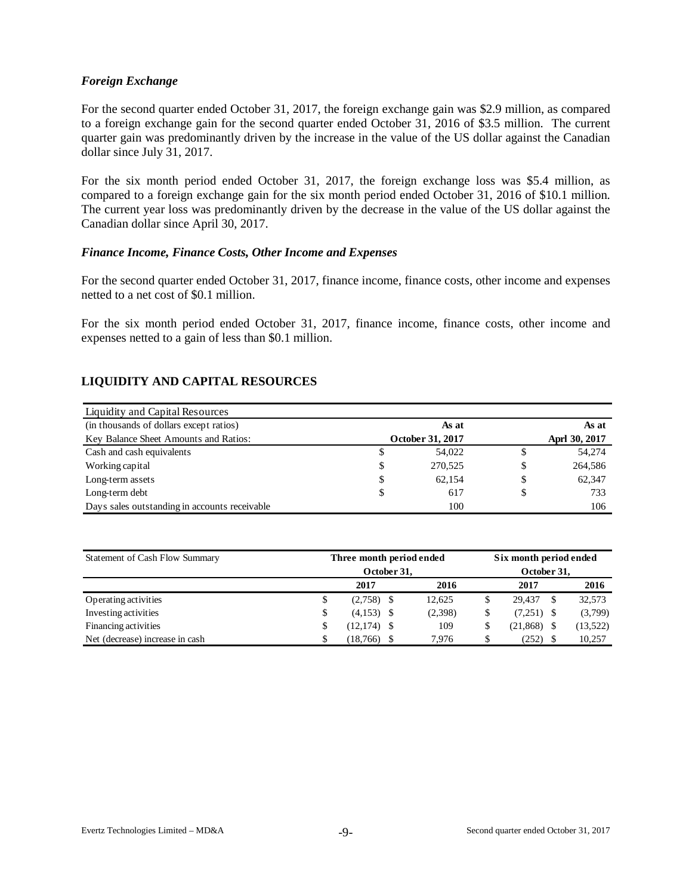### *Foreign Exchange*

For the second quarter ended October 31, 2017, the foreign exchange gain was $2.9 million, as compared to a foreign exchange gain for the second quarter ended October 31, 2016 of $3.5 million. The current quarter gain was predominantly driven by the increase in the value of the US dollar against the Canadian dollar since July 31, 2017.

For the six month period ended October 31, 2017, the foreign exchange loss was $5.4 million, as compared to a foreign exchange gain for the six month period ended October 31, 2016 of $10.1 million. The current year loss was predominantly driven by the decrease in the value of the US dollar against the Canadian dollar since April 30, 2017.

### *Finance Income, Finance Costs, Other Income and Expenses*

For the second quarter ended October 31, 2017, finance income, finance costs, other income and expenses netted to a net cost of $0.1 million.

For the six month period ended October 31, 2017, finance income, finance costs, other income and expenses netted to a gain of less than $0.1 million.

## LIQUIDITY AND CAPITAL RESOURCES

| Liquidity and Capital Resources | | |
|---|---|---|
| (in thousands of dollars except ratios) | **As at** | **As at** |
| Key Balance Sheet Amounts and Ratios: | **October 31, 2017** | **Aprl 30, 2017** |
| Cash and cash equivalents | $ 54,022 | $ 54,274 |
| Working capital | $ 270,525 | $ 264,586 |
| Long-term assets | $ 62,154 | $ 62,347 |
| Long-term debt | $ 617 | $ 733 |
| Days sales outstanding in accounts receivable | 100 | 106 |

| Statement of Cash Flow Summary | **Three month period ended October 31,** | | **Six month period ended October 31,** | |
|---|---|---|---|---|
| | **2017** | **2016** | **2017** | **2016** |
| Operating activities | $ (2,758) | $ 12,625 | $ 29,437 | $ 32,573 |
| Investing activities | $ (4,153) | $ (2,398) | $ (7,251) | $ (3,799) |
| Financing activities | $ (12,174) | $ 109 | $ (21,868) | $ (13,522) |
| Net (decrease) increase in cash | $ (18,766) | $ 7,976 | $ (252) | $ 10,257 |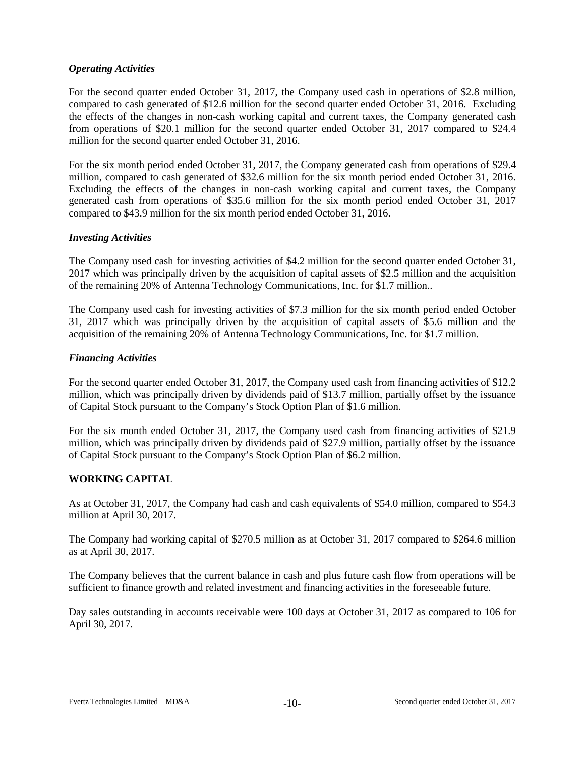### *Operating Activities*

For the second quarter ended October 31, 2017, the Company used cash in operations of $2.8 million, compared to cash generated of $12.6 million for the second quarter ended October 31, 2016. Excluding the effects of the changes in non-cash working capital and current taxes, the Company generated cash from operations of $20.1 million for the second quarter ended October 31, 2017 compared to $24.4 million for the second quarter ended October 31, 2016.

For the six month period ended October 31, 2017, the Company generated cash from operations of $29.4 million, compared to cash generated of $32.6 million for the six month period ended October 31, 2016. Excluding the effects of the changes in non-cash working capital and current taxes, the Company generated cash from operations of $35.6 million for the six month period ended October 31, 2017 compared to $43.9 million for the six month period ended October 31, 2016.

### *Investing Activities*

The Company used cash for investing activities of $4.2 million for the second quarter ended October 31, 2017 which was principally driven by the acquisition of capital assets of $2.5 million and the acquisition of the remaining 20% of Antenna Technology Communications, Inc. for $1.7 million..

The Company used cash for investing activities of $7.3 million for the six month period ended October 31, 2017 which was principally driven by the acquisition of capital assets of $5.6 million and the acquisition of the remaining 20% of Antenna Technology Communications, Inc. for $1.7 million.

### *Financing Activities*

For the second quarter ended October 31, 2017, the Company used cash from financing activities of $12.2 million, which was principally driven by dividends paid of $13.7 million, partially offset by the issuance of Capital Stock pursuant to the Company's Stock Option Plan of $1.6 million.

For the six month ended October 31, 2017, the Company used cash from financing activities of $21.9 million, which was principally driven by dividends paid of $27.9 million, partially offset by the issuance of Capital Stock pursuant to the Company's Stock Option Plan of $6.2 million.

## WORKING CAPITAL

As at October 31, 2017, the Company had cash and cash equivalents of $54.0 million, compared to $54.3 million at April 30, 2017.

The Company had working capital of $270.5 million as at October 31, 2017 compared to $264.6 million as at April 30, 2017.

The Company believes that the current balance in cash and plus future cash flow from operations will be sufficient to finance growth and related investment and financing activities in the foreseeable future.

Day sales outstanding in accounts receivable were 100 days at October 31, 2017 as compared to 106 for April 30, 2017.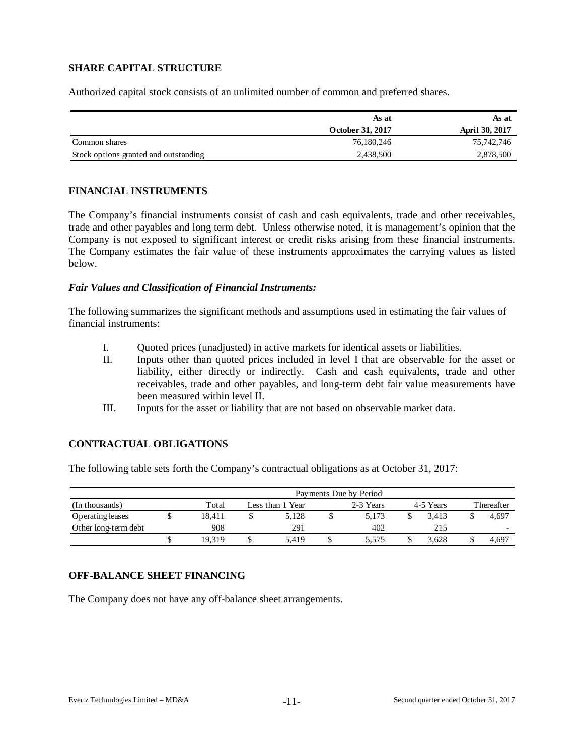## SHARE CAPITAL STRUCTURE

Authorized capital stock consists of an unlimited number of common and preferred shares.

| | As at October 31, 2017 | As at April 30, 2017 |
|---|---|---|
| Common shares | 76,180,246 | 75,742,746 |
| Stock options granted and outstanding | 2,438,500 | 2,878,500 |

## FINANCIAL INSTRUMENTS

The Company's financial instruments consist of cash and cash equivalents, trade and other receivables, trade and other payables and long term debt. Unless otherwise noted, it is management's opinion that the Company is not exposed to significant interest or credit risks arising from these financial instruments. The Company estimates the fair value of these instruments approximates the carrying values as listed below.

### *Fair Values and Classification of Financial Instruments:*

The following summarizes the significant methods and assumptions used in estimating the fair values of financial instruments:

I. Quoted prices (unadjusted) in active markets for identical assets or liabilities.
II. Inputs other than quoted prices included in level I that are observable for the asset or liability, either directly or indirectly. Cash and cash equivalents, trade and other receivables, trade and other payables, and long-term debt fair value measurements have been measured within level II.
III. Inputs for the asset or liability that are not based on observable market data.

## CONTRACTUAL OBLIGATIONS

The following table sets forth the Company's contractual obligations as at October 31, 2017:

| | Payments Due by Period | | | | |
|---|---|---|---|---|---|
| (In thousands) | Total | Less than 1 Year | 2-3 Years | 4-5 Years | Thereafter |
| Operating leases | $ 18,411 | $ 5,128 | $ 5,173 | $ 3,413 | $ 4,697 |
| Other long-term debt | 908 | 291 | 402 | 215 | - |
| | $ 19,319 | $ 5,419 | $ 5,575 | $ 3,628 | $ 4,697 |

## OFF-BALANCE SHEET FINANCING

The Company does not have any off-balance sheet arrangements.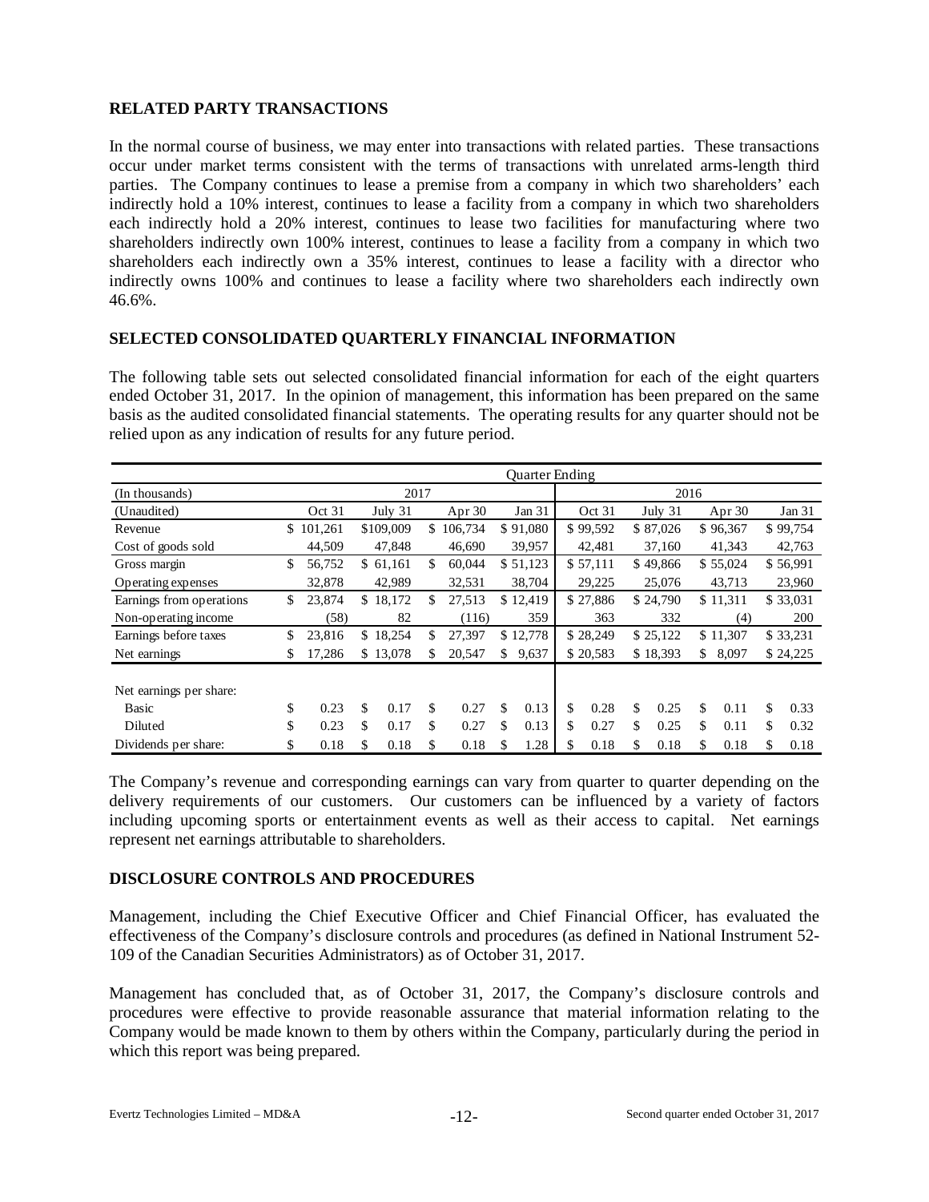## RELATED PARTY TRANSACTIONS

In the normal course of business, we may enter into transactions with related parties. These transactions occur under market terms consistent with the terms of transactions with unrelated arms-length third parties. The Company continues to lease a premise from a company in which two shareholders' each indirectly hold a 10% interest, continues to lease a facility from a company in which two shareholders each indirectly hold a 20% interest, continues to lease two facilities for manufacturing where two shareholders indirectly own 100% interest, continues to lease a facility from a company in which two shareholders each indirectly own a 35% interest, continues to lease a facility with a director who indirectly owns 100% and continues to lease a facility where two shareholders each indirectly own 46.6%.

## SELECTED CONSOLIDATED QUARTERLY FINANCIAL INFORMATION

The following table sets out selected consolidated financial information for each of the eight quarters ended October 31, 2017. In the opinion of management, this information has been prepared on the same basis as the audited consolidated financial statements. The operating results for any quarter should not be relied upon as any indication of results for any future period.

| | Quarter Ending | | | | | | | |
|---|---|---|---|---|---|---|---|---|
| (In thousands) | 2017 | | | | 2016 | | | |
| (Unaudited) | Oct 31 | July 31 | Apr 30 | Jan 31 | Oct 31 | July 31 | Apr 30 | Jan 31 |
| Revenue | $ 101,261 | $109,009 | $ 106,734 | $ 91,080 | $ 99,592 | $ 87,026 | $ 96,367 | $ 99,754 |
| Cost of goods sold | 44,509 | 47,848 | 46,690 | 39,957 | 42,481 | 37,160 | 41,343 | 42,763 |
| Gross margin | $ 56,752 | $ 61,161 | $ 60,044 | $ 51,123 | $ 57,111 | $ 49,866 | $ 55,024 | $ 56,991 |
| Operating expenses | 32,878 | 42,989 | 32,531 | 38,704 | 29,225 | 25,076 | 43,713 | 23,960 |
| Earnings from operations | $ 23,874 | $ 18,172 | $ 27,513 | $ 12,419 | $ 27,886 | $ 24,790 | $ 11,311 | $ 33,031 |
| Non-operating income | (58) | 82 | (116) | 359 | 363 | 332 | (4) | 200 |
| Earnings before taxes | $ 23,816 | $ 18,254 | $ 27,397 | $ 12,778 | $ 28,249 | $ 25,122 | $ 11,307 | $ 33,231 |
| Net earnings | $ 17,286 | $ 13,078 | $ 20,547 | $ 9,637 | $ 20,583 | $ 18,393 | $ 8,097 | $ 24,225 |
| Net earnings per share: | | | | | | | | |
| Basic | $ 0.23 | $ 0.17 | $ 0.27 | $ 0.13 | $ 0.28 | $ 0.25 | $ 0.11 | $ 0.33 |
| Diluted | $ 0.23 | $ 0.17 | $ 0.27 | $ 0.13 | $ 0.27 | $ 0.25 | $ 0.11 | $ 0.32 |
| Dividends per share: | $ 0.18 | $ 0.18 | $ 0.18 | $ 1.28 | $ 0.18 | $ 0.18 | $ 0.18 | $ 0.18 |

The Company's revenue and corresponding earnings can vary from quarter to quarter depending on the delivery requirements of our customers. Our customers can be influenced by a variety of factors including upcoming sports or entertainment events as well as their access to capital. Net earnings represent net earnings attributable to shareholders.

## DISCLOSURE CONTROLS AND PROCEDURES

Management, including the Chief Executive Officer and Chief Financial Officer, has evaluated the effectiveness of the Company's disclosure controls and procedures (as defined in National Instrument 52-109 of the Canadian Securities Administrators) as of October 31, 2017.

Management has concluded that, as of October 31, 2017, the Company's disclosure controls and procedures were effective to provide reasonable assurance that material information relating to the Company would be made known to them by others within the Company, particularly during the period in which this report was being prepared.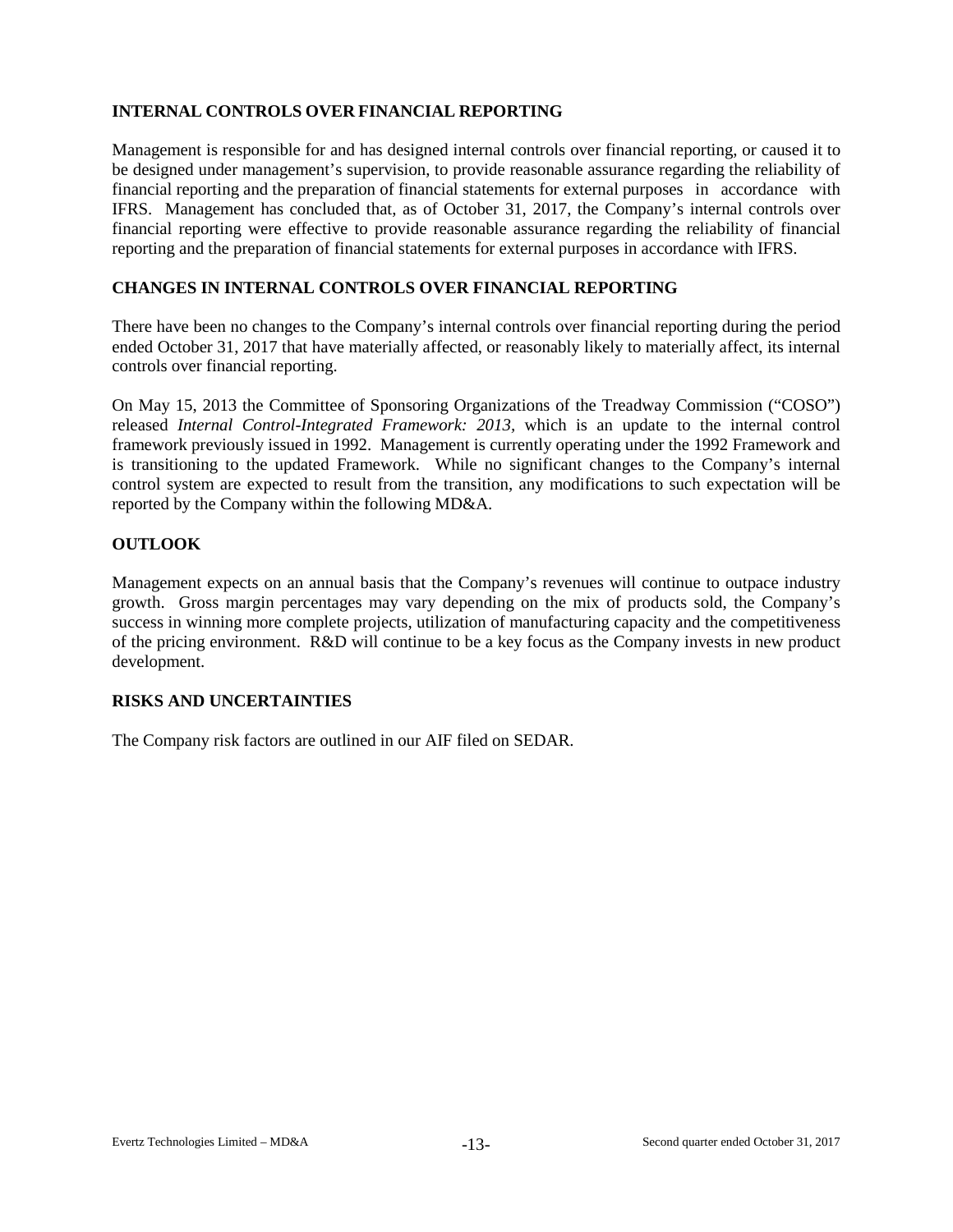## INTERNAL CONTROLS OVER FINANCIAL REPORTING

Management is responsible for and has designed internal controls over financial reporting, or caused it to be designed under management's supervision, to provide reasonable assurance regarding the reliability of financial reporting and the preparation of financial statements for external purposes in accordance with IFRS. Management has concluded that, as of October 31, 2017, the Company's internal controls over financial reporting were effective to provide reasonable assurance regarding the reliability of financial reporting and the preparation of financial statements for external purposes in accordance with IFRS.

## CHANGES IN INTERNAL CONTROLS OVER FINANCIAL REPORTING

There have been no changes to the Company's internal controls over financial reporting during the period ended October 31, 2017 that have materially affected, or reasonably likely to materially affect, its internal controls over financial reporting.

On May 15, 2013 the Committee of Sponsoring Organizations of the Treadway Commission ("COSO") released *Internal Control-Integrated Framework: 2013,* which is an update to the internal control framework previously issued in 1992. Management is currently operating under the 1992 Framework and is transitioning to the updated Framework. While no significant changes to the Company's internal control system are expected to result from the transition, any modifications to such expectation will be reported by the Company within the following MD&A.

## OUTLOOK

Management expects on an annual basis that the Company's revenues will continue to outpace industry growth. Gross margin percentages may vary depending on the mix of products sold, the Company's success in winning more complete projects, utilization of manufacturing capacity and the competitiveness of the pricing environment. R&D will continue to be a key focus as the Company invests in new product development.

## RISKS AND UNCERTAINTIES

The Company risk factors are outlined in our AIF filed on SEDAR.